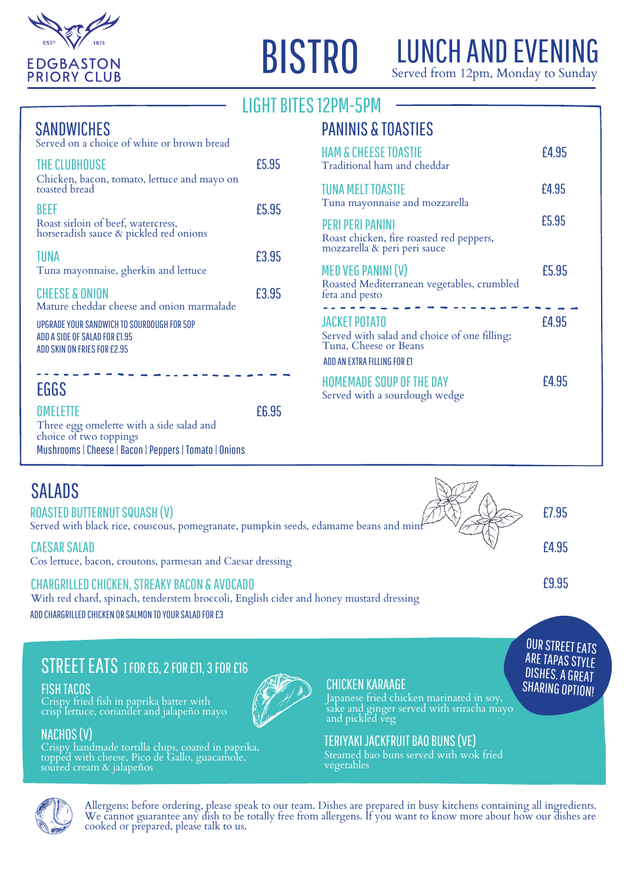EDGBASTON PRIORY CLUB

EST 1875

# BISTRO

# LUNCH AND EVENING

Served from 12pm, Monday to Sunday

## LIGHT BITES 12PM-5PM

### SANDWICHES

Served on a choice of white or brown bread

**THE CLUBHOUSE** £5.95
Chicken, bacon, tomato, lettuce and mayo on toasted bread

**BEEF** £5.95
Roast sirloin of beef, watercress, horseradish sauce & pickled red onions

**TUNA** £3.95
Tuna mayonnaise, gherkin and lettuce

**CHEESE & ONION** £3.95
Mature cheddar cheese and onion marmalade

UPGRADE YOUR SANDWICH TO SOURDOUGH FOR 50P
ADD A SIDE OF SALAD FOR £1.95
ADD SKIN ON FRIES FOR £2.95

### EGGS

**OMELETTE** £6.95
Three egg omelette with a side salad and choice of two toppings
Mushrooms | Cheese | Bacon | Peppers | Tomato | Onions

### PANINIS & TOASTIES

**HAM & CHEESE TOASTIE** £4.95
Traditional ham and cheddar

**TUNA MELT TOASTIE** £4.95
Tuna mayonnaise and mozzarella

**PERI PERI PANINI** £5.95
Roast chicken, fire roasted red peppers, mozzarella & peri peri sauce

**MED VEG PANINI (V)** £5.95
Roasted Mediterranean vegetables, crumbled feta and pesto

**JACKET POTATO** £4.95
Served with salad and choice of one filling; Tuna, Cheese or Beans
ADD AN EXTRA FILLING FOR £1

**HOMEMADE SOUP OF THE DAY** £4.95
Served with a sourdough wedge

## SALADS

**ROASTED BUTTERNUT SQUASH (V)** £7.95
Served with black rice, couscous, pomegranate, pumpkin seeds, edamame beans and mint

**CAESAR SALAD** £4.95
Cos lettuce, bacon, croutons, parmesan and Caesar dressing

**CHARGRILLED CHICKEN, STREAKY BACON & AVOCADO** £9.95
With red chard, spinach, tenderstem broccoli, English cider and honey mustard dressing

ADD CHARGRILLED CHICKEN OR SALMON TO YOUR SALAD FOR £3

## STREET EATS 1 FOR £6, 2 FOR £11, 3 FOR £16

OUR STREET EATS ARE TAPAS STYLE DISHES. A GREAT SHARING OPTION!

**FISH TACOS**
Crispy fried fish in paprika batter with crisp lettuce, coriander and jalapeño mayo

**NACHOS (V)**
Crispy handmade tortilla chips, coated in paprika, topped with cheese, Pico de Gallo, guacamole, soured cream & jalapeños

**CHICKEN KARAAGE**
Japanese fried chicken marinated in soy, sake and ginger served with sriracha mayo and pickled veg

**TERIYAKI JACKFRUIT BAO BUNS (VE)**
Steamed bao buns served with wok fried vegetables

Allergens: before ordering, please speak to our team. Dishes are prepared in busy kitchens containing all ingredients. We cannot guarantee any dish to be totally free from allergens. If you want to know more about how our dishes are cooked or prepared, please talk to us.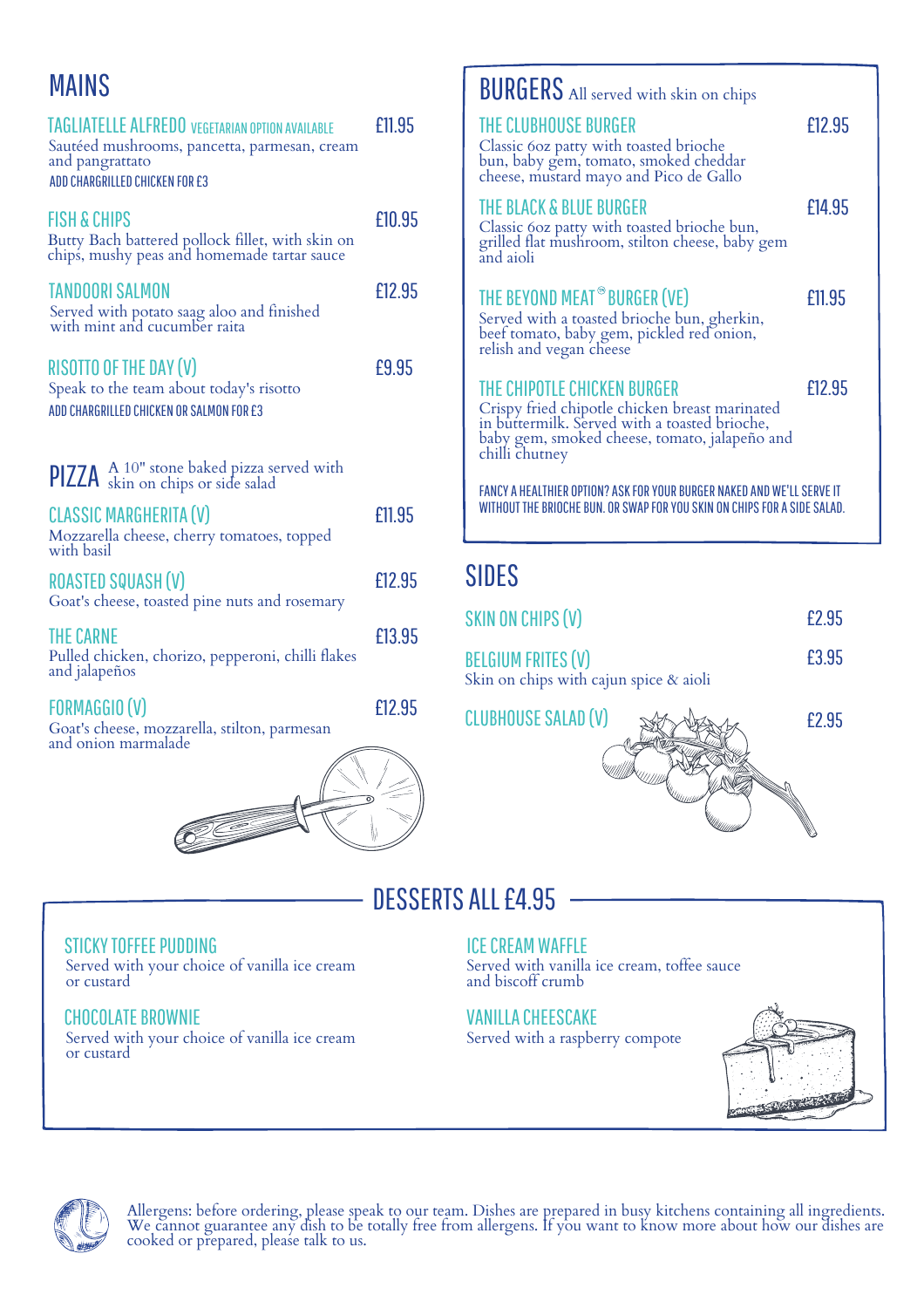## MAINS

### TAGLIATELLE ALFREDO VEGETARIAN OPTION AVAILABLE — £11.95
Sautéed mushrooms, pancetta, parmesan, cream and pangrattato
ADD CHARGRILLED CHICKEN FOR £3

### FISH & CHIPS — £10.95
Butty Bach battered pollock fillet, with skin on chips, mushy peas and homemade tartar sauce

### TANDOORI SALMON — £12.95
Served with potato saag aloo and finished with mint and cucumber raita

### RISOTTO OF THE DAY (V) — £9.95
Speak to the team about today's risotto
ADD CHARGRILLED CHICKEN OR SALMON FOR £3

## PIZZA
A 10" stone baked pizza served with skin on chips or side salad

### CLASSIC MARGHERITA (V) — £11.95
Mozzarella cheese, cherry tomatoes, topped with basil

### ROASTED SQUASH (V) — £12.95
Goat's cheese, toasted pine nuts and rosemary

### THE CARNE — £13.95
Pulled chicken, chorizo, pepperoni, chilli flakes and jalapeños

### FORMAGGIO (V) — £12.95
Goat's cheese, mozzarella, stilton, parmesan and onion marmalade

## BURGERS
All served with skin on chips

### THE CLUBHOUSE BURGER — £12.95
Classic 6oz patty with toasted brioche bun, baby gem, tomato, smoked cheddar cheese, mustard mayo and Pico de Gallo

### THE BLACK & BLUE BURGER — £14.95
Classic 6oz patty with toasted brioche bun, grilled flat mushroom, stilton cheese, baby gem and aioli

### THE BEYOND MEAT® BURGER (VE) — £11.95
Served with a toasted brioche bun, gherkin, beef tomato, baby gem, pickled red onion, relish and vegan cheese

### THE CHIPOTLE CHICKEN BURGER — £12.95
Crispy fried chipotle chicken breast marinated in buttermilk. Served with a toasted brioche, baby gem, smoked cheese, tomato, jalapeño and chilli chutney

FANCY A HEALTHIER OPTION? ASK FOR YOUR BURGER NAKED AND WE'LL SERVE IT WITHOUT THE BRIOCHE BUN. OR SWAP FOR YOU SKIN ON CHIPS FOR A SIDE SALAD.

## SIDES

### SKIN ON CHIPS (V) — £2.95

### BELGIUM FRITES (V) — £3.95
Skin on chips with cajun spice & aioli

### CLUBHOUSE SALAD (V) — £2.95

## DESSERTS ALL £4.95

### STICKY TOFFEE PUDDING
Served with your choice of vanilla ice cream or custard

### CHOCOLATE BROWNIE
Served with your choice of vanilla ice cream or custard

### ICE CREAM WAFFLE
Served with vanilla ice cream, toffee sauce and biscoff crumb

### VANILLA CHEESCAKE
Served with a raspberry compote

Allergens: before ordering, please speak to our team. Dishes are prepared in busy kitchens containing all ingredients. We cannot guarantee any dish to be totally free from allergens. If you want to know more about how our dishes are cooked or prepared, please talk to us.